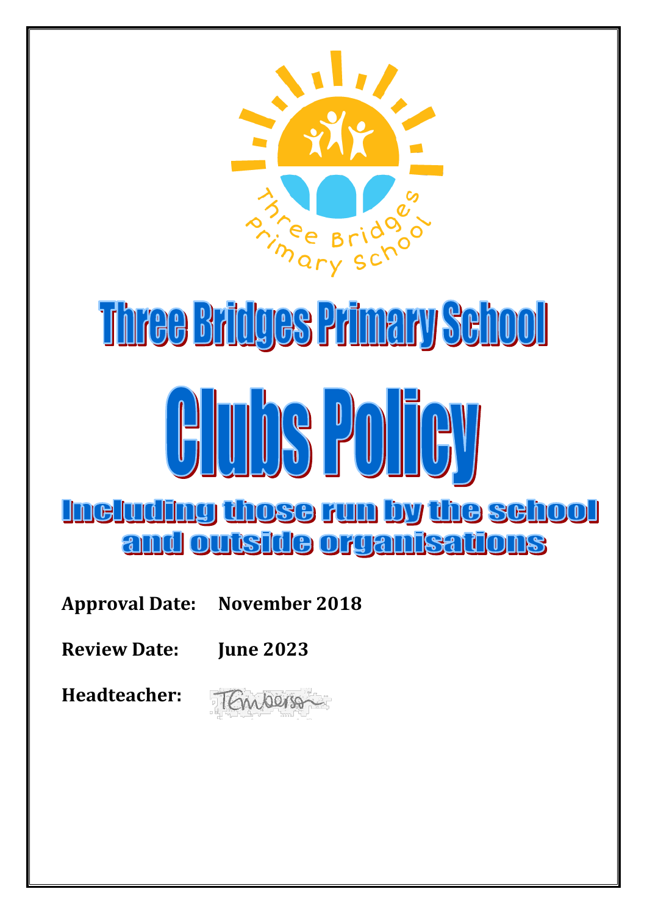# Three Bridges Primary School

# Clubs Policy

## Including those run by the school and outside organisations

**Approval Date:** **November 2018**

**Review Date:** **June 2023**

**Headteacher:**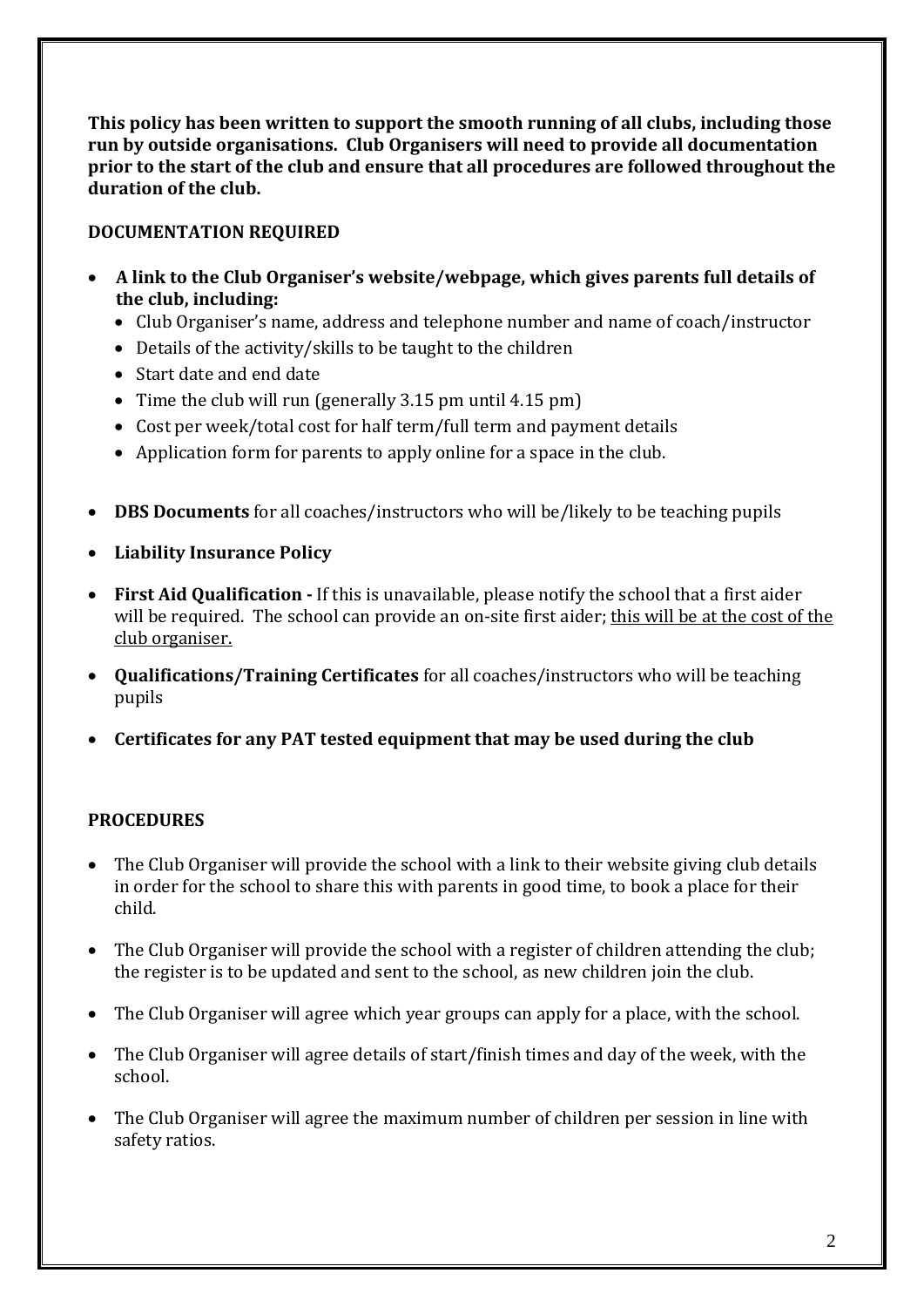**This policy has been written to support the smooth running of all clubs, including those run by outside organisations. Club Organisers will need to provide all documentation prior to the start of the club and ensure that all procedures are followed throughout the duration of the club.**

## DOCUMENTATION REQUIRED

- **A link to the Club Organiser's website/webpage, which gives parents full details of the club, including:**
  - Club Organiser's name, address and telephone number and name of coach/instructor
  - Details of the activity/skills to be taught to the children
  - Start date and end date
  - Time the club will run (generally 3.15 pm until 4.15 pm)
  - Cost per week/total cost for half term/full term and payment details
  - Application form for parents to apply online for a space in the club.

- **DBS Documents** for all coaches/instructors who will be/likely to be teaching pupils

- **Liability Insurance Policy**

- **First Aid Qualification -** If this is unavailable, please notify the school that a first aider will be required. The school can provide an on-site first aider; <u>this will be at the cost of the club organiser.</u>

- **Qualifications/Training Certificates** for all coaches/instructors who will be teaching pupils

- **Certificates for any PAT tested equipment that may be used during the club**

## PROCEDURES

- The Club Organiser will provide the school with a link to their website giving club details in order for the school to share this with parents in good time, to book a place for their child.

- The Club Organiser will provide the school with a register of children attending the club; the register is to be updated and sent to the school, as new children join the club.

- The Club Organiser will agree which year groups can apply for a place, with the school.

- The Club Organiser will agree details of start/finish times and day of the week, with the school.

- The Club Organiser will agree the maximum number of children per session in line with safety ratios.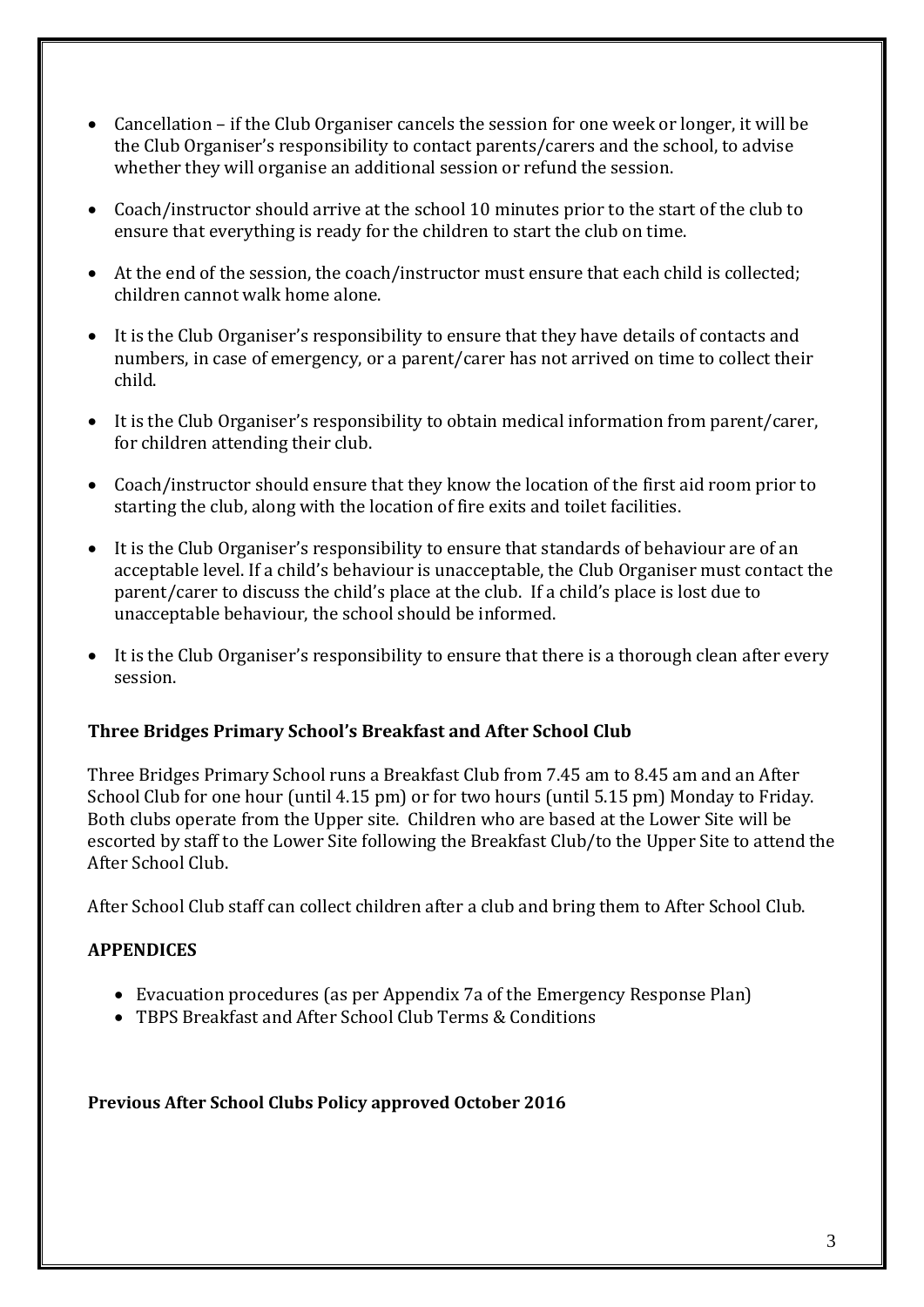- Cancellation – if the Club Organiser cancels the session for one week or longer, it will be the Club Organiser's responsibility to contact parents/carers and the school, to advise whether they will organise an additional session or refund the session.

- Coach/instructor should arrive at the school 10 minutes prior to the start of the club to ensure that everything is ready for the children to start the club on time.

- At the end of the session, the coach/instructor must ensure that each child is collected; children cannot walk home alone.

- It is the Club Organiser's responsibility to ensure that they have details of contacts and numbers, in case of emergency, or a parent/carer has not arrived on time to collect their child.

- It is the Club Organiser's responsibility to obtain medical information from parent/carer, for children attending their club.

- Coach/instructor should ensure that they know the location of the first aid room prior to starting the club, along with the location of fire exits and toilet facilities.

- It is the Club Organiser's responsibility to ensure that standards of behaviour are of an acceptable level. If a child's behaviour is unacceptable, the Club Organiser must contact the parent/carer to discuss the child's place at the club. If a child's place is lost due to unacceptable behaviour, the school should be informed.

- It is the Club Organiser's responsibility to ensure that there is a thorough clean after every session.

**Three Bridges Primary School's Breakfast and After School Club**

Three Bridges Primary School runs a Breakfast Club from 7.45 am to 8.45 am and an After School Club for one hour (until 4.15 pm) or for two hours (until 5.15 pm) Monday to Friday. Both clubs operate from the Upper site. Children who are based at the Lower Site will be escorted by staff to the Lower Site following the Breakfast Club/to the Upper Site to attend the After School Club.

After School Club staff can collect children after a club and bring them to After School Club.

**APPENDICES**

- Evacuation procedures (as per Appendix 7a of the Emergency Response Plan)
- TBPS Breakfast and After School Club Terms & Conditions

**Previous After School Clubs Policy approved October 2016**